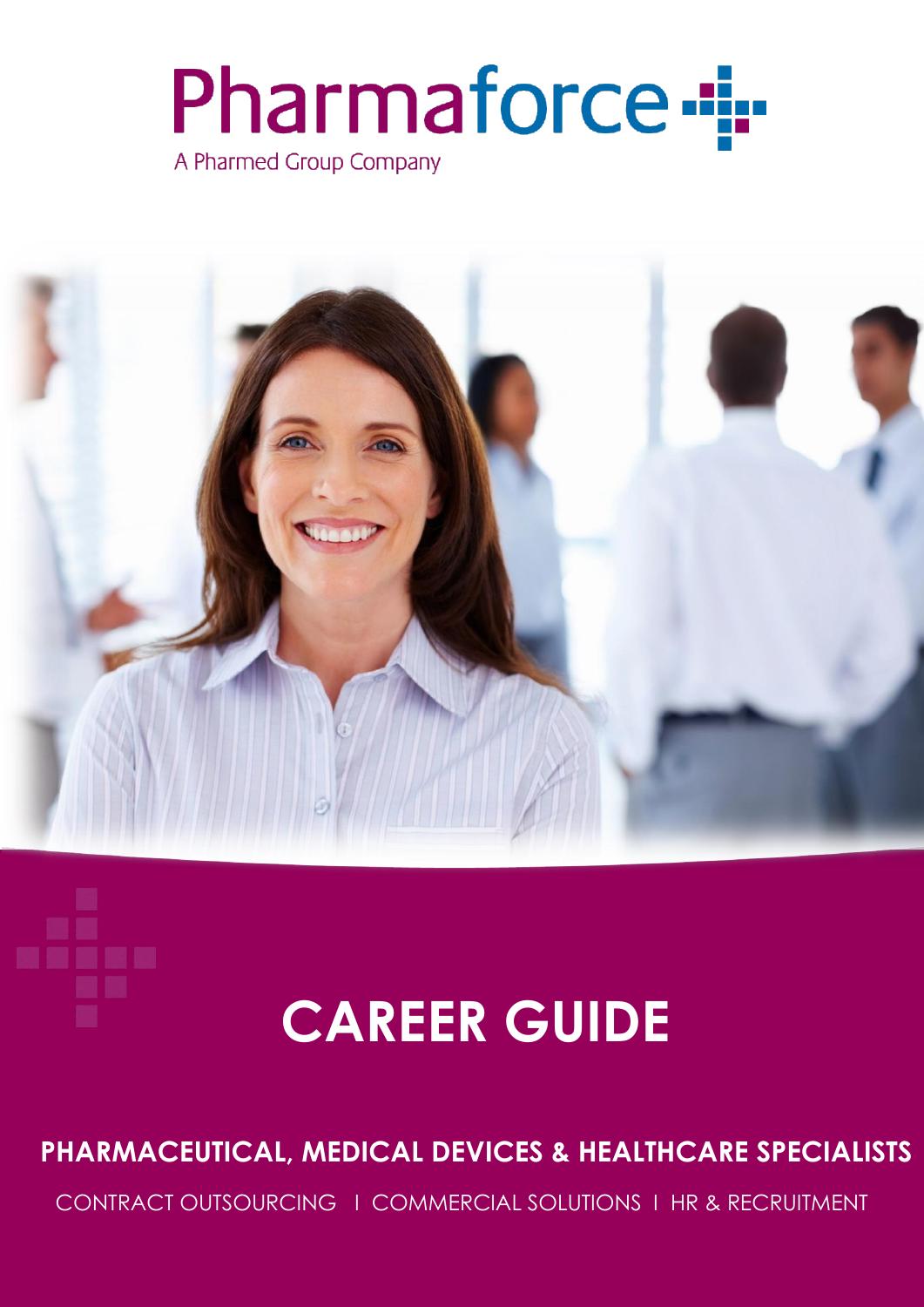# Pharmaforce

A Pharmed Group Company

# CAREER GUIDE

## PHARMACEUTICAL, MEDICAL DEVICES & HEALTHCARE SPECIALISTS

CONTRACT OUTSOURCING I COMMERCIAL SOLUTIONS I HR & RECRUITMENT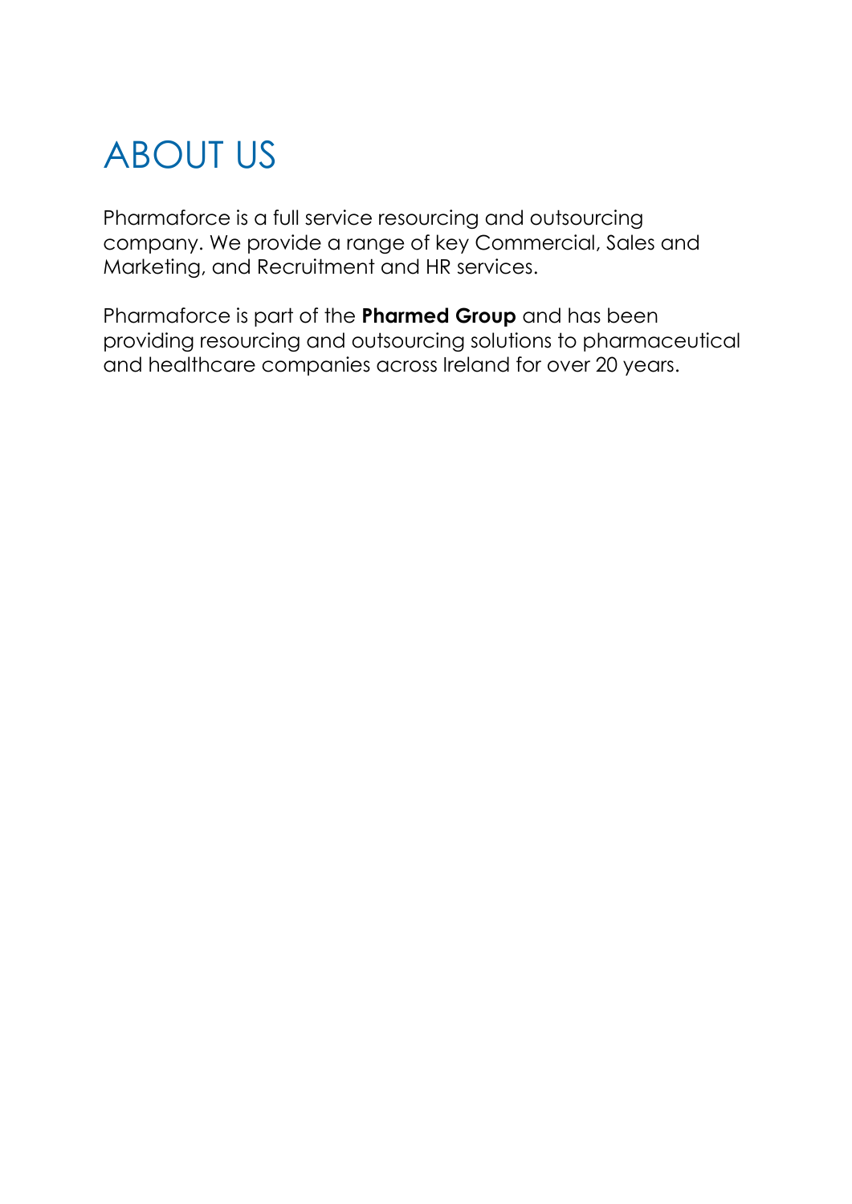# ABOUT US

Pharmaforce is a full service resourcing and outsourcing company. We provide a range of key Commercial, Sales and Marketing, and Recruitment and HR services.

Pharmaforce is part of the **Pharmed Group** and has been providing resourcing and outsourcing solutions to pharmaceutical and healthcare companies across Ireland for over 20 years.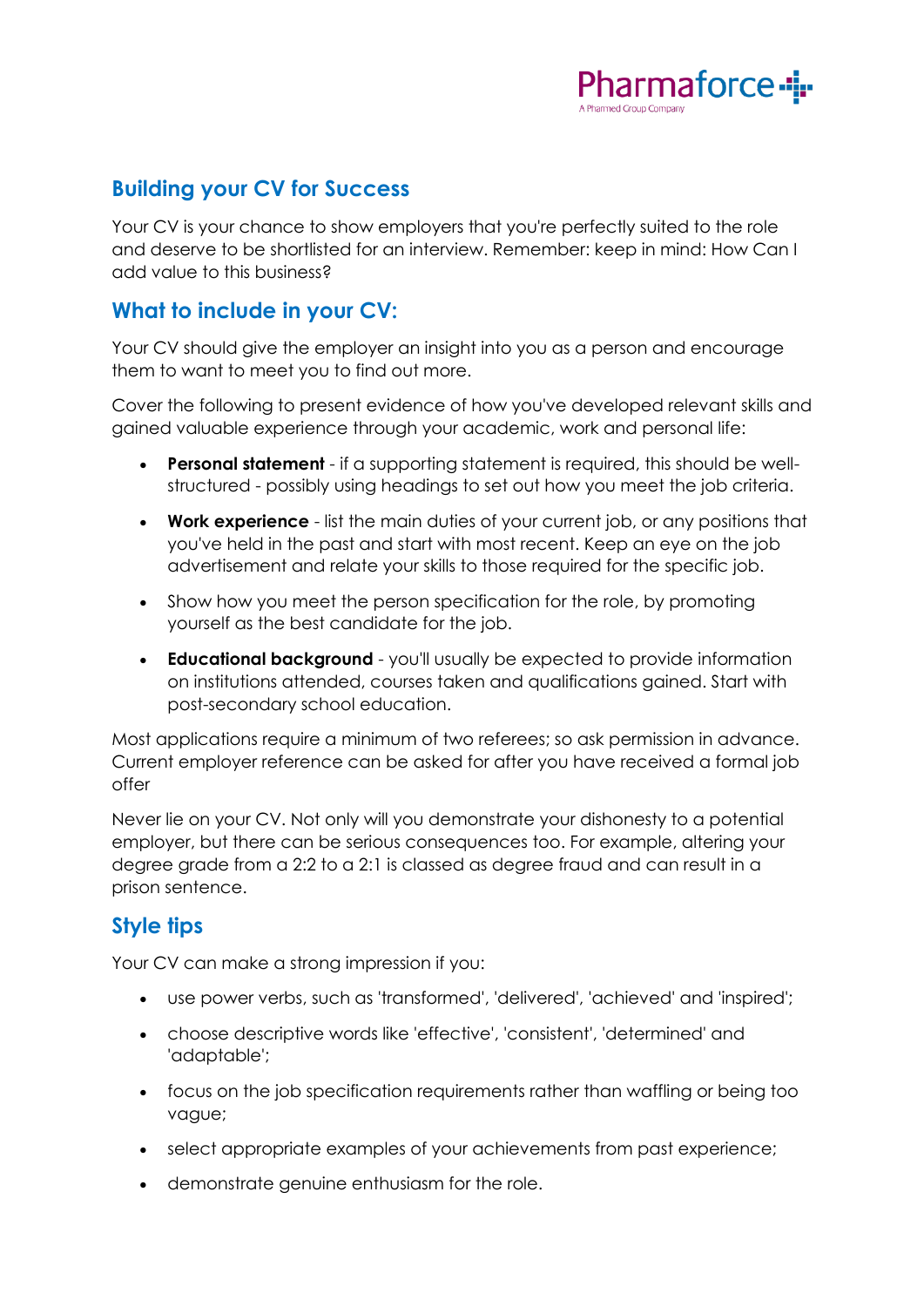## Building your CV for Success

Your CV is your chance to show employers that you're perfectly suited to the role and deserve to be shortlisted for an interview. Remember: keep in mind: How Can I add value to this business?

## What to include in your CV:

Your CV should give the employer an insight into you as a person and encourage them to want to meet you to find out more.

Cover the following to present evidence of how you've developed relevant skills and gained valuable experience through your academic, work and personal life:

- **Personal statement** - if a supporting statement is required, this should be well-structured - possibly using headings to set out how you meet the job criteria.
- **Work experience** - list the main duties of your current job, or any positions that you've held in the past and start with most recent. Keep an eye on the job advertisement and relate your skills to those required for the specific job.
- Show how you meet the person specification for the role, by promoting yourself as the best candidate for the job.
- **Educational background** - you'll usually be expected to provide information on institutions attended, courses taken and qualifications gained. Start with post-secondary school education.

Most applications require a minimum of two referees; so ask permission in advance. Current employer reference can be asked for after you have received a formal job offer

Never lie on your CV. Not only will you demonstrate your dishonesty to a potential employer, but there can be serious consequences too. For example, altering your degree grade from a 2:2 to a 2:1 is classed as degree fraud and can result in a prison sentence.

## Style tips

Your CV can make a strong impression if you:

- use power verbs, such as 'transformed', 'delivered', 'achieved' and 'inspired';
- choose descriptive words like 'effective', 'consistent', 'determined' and 'adaptable';
- focus on the job specification requirements rather than waffling or being too vague;
- select appropriate examples of your achievements from past experience;
- demonstrate genuine enthusiasm for the role.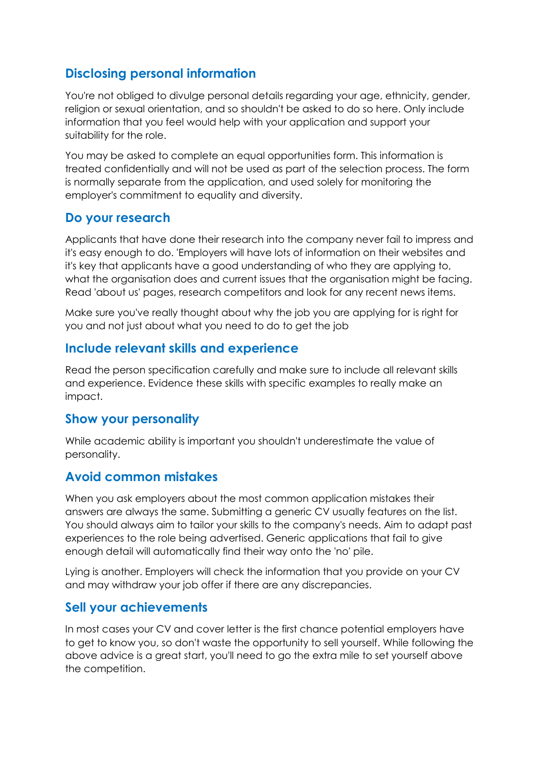## Disclosing personal information

You're not obliged to divulge personal details regarding your age, ethnicity, gender, religion or sexual orientation, and so shouldn't be asked to do so here. Only include information that you feel would help with your application and support your suitability for the role.

You may be asked to complete an equal opportunities form. This information is treated confidentially and will not be used as part of the selection process. The form is normally separate from the application, and used solely for monitoring the employer's commitment to equality and diversity.

## Do your research

Applicants that have done their research into the company never fail to impress and it's easy enough to do. 'Employers will have lots of information on their websites and it's key that applicants have a good understanding of who they are applying to, what the organisation does and current issues that the organisation might be facing. Read 'about us' pages, research competitors and look for any recent news items.

Make sure you've really thought about why the job you are applying for is right for you and not just about what you need to do to get the job

## Include relevant skills and experience

Read the person specification carefully and make sure to include all relevant skills and experience. Evidence these skills with specific examples to really make an impact.

## Show your personality

While academic ability is important you shouldn't underestimate the value of personality.

## Avoid common mistakes

When you ask employers about the most common application mistakes their answers are always the same. Submitting a generic CV usually features on the list. You should always aim to tailor your skills to the company's needs. Aim to adapt past experiences to the role being advertised. Generic applications that fail to give enough detail will automatically find their way onto the 'no' pile.

Lying is another. Employers will check the information that you provide on your CV and may withdraw your job offer if there are any discrepancies.

## Sell your achievements

In most cases your CV and cover letter is the first chance potential employers have to get to know you, so don't waste the opportunity to sell yourself. While following the above advice is a great start, you'll need to go the extra mile to set yourself above the competition.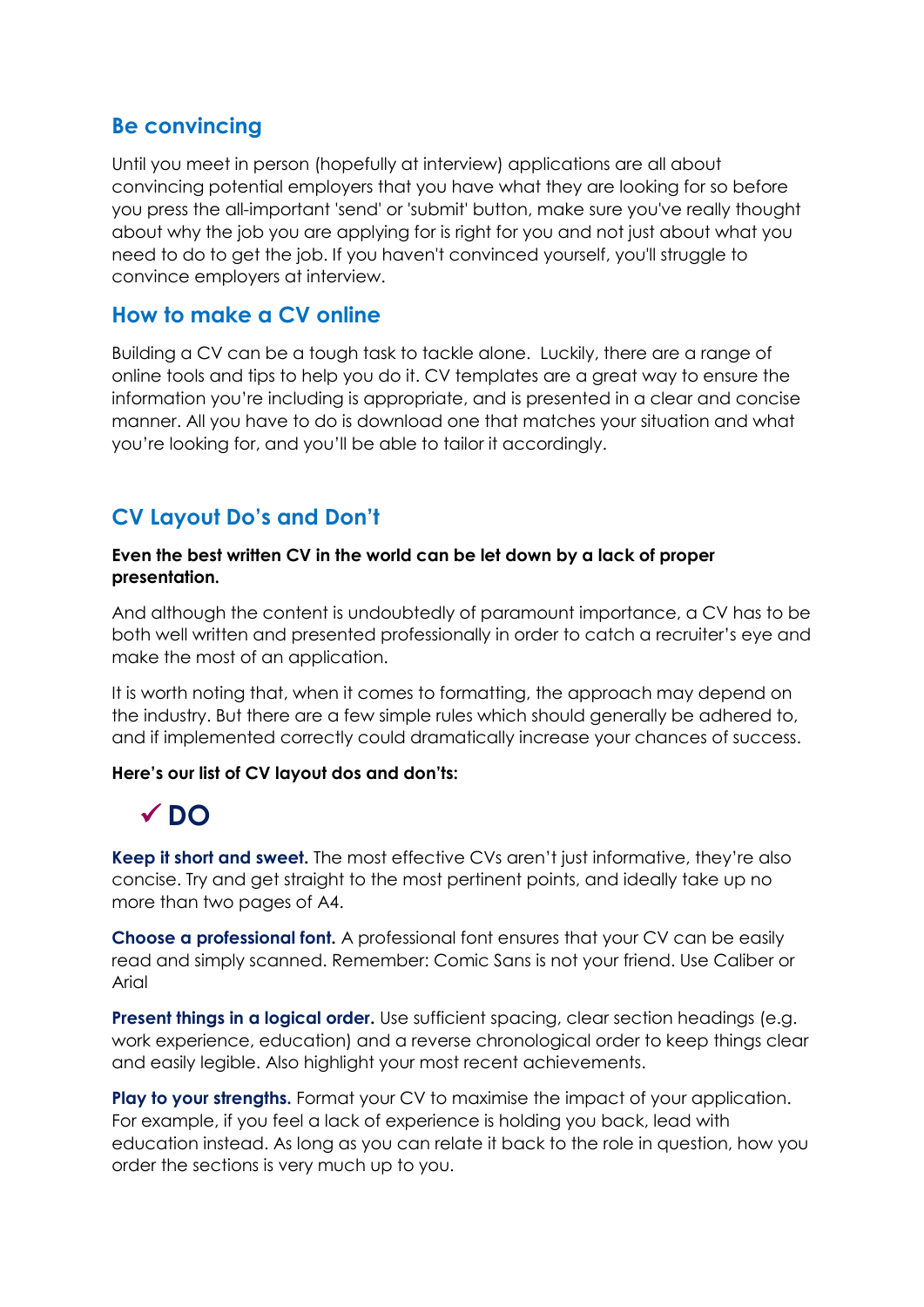## Be convincing

Until you meet in person (hopefully at interview) applications are all about convincing potential employers that you have what they are looking for so before you press the all-important 'send' or 'submit' button, make sure you've really thought about why the job you are applying for is right for you and not just about what you need to do to get the job. If you haven't convinced yourself, you'll struggle to convince employers at interview.

## How to make a CV online

Building a CV can be a tough task to tackle alone. Luckily, there are a range of online tools and tips to help you do it. CV templates are a great way to ensure the information you're including is appropriate, and is presented in a clear and concise manner. All you have to do is download one that matches your situation and what you're looking for, and you'll be able to tailor it accordingly.

## CV Layout Do's and Don't

**Even the best written CV in the world can be let down by a lack of proper presentation.**

And although the content is undoubtedly of paramount importance, a CV has to be both well written and presented professionally in order to catch a recruiter's eye and make the most of an application.

It is worth noting that, when it comes to formatting, the approach may depend on the industry. But there are a few simple rules which should generally be adhered to, and if implemented correctly could dramatically increase your chances of success.

**Here's our list of CV layout dos and don'ts:**

### ✓ DO

**Keep it short and sweet.** The most effective CVs aren't just informative, they're also concise. Try and get straight to the most pertinent points, and ideally take up no more than two pages of A4.

**Choose a professional font.** A professional font ensures that your CV can be easily read and simply scanned. Remember: Comic Sans is not your friend. Use Caliber or Arial

**Present things in a logical order.** Use sufficient spacing, clear section headings (e.g. work experience, education) and a reverse chronological order to keep things clear and easily legible. Also highlight your most recent achievements.

**Play to your strengths.** Format your CV to maximise the impact of your application. For example, if you feel a lack of experience is holding you back, lead with education instead. As long as you can relate it back to the role in question, how you order the sections is very much up to you.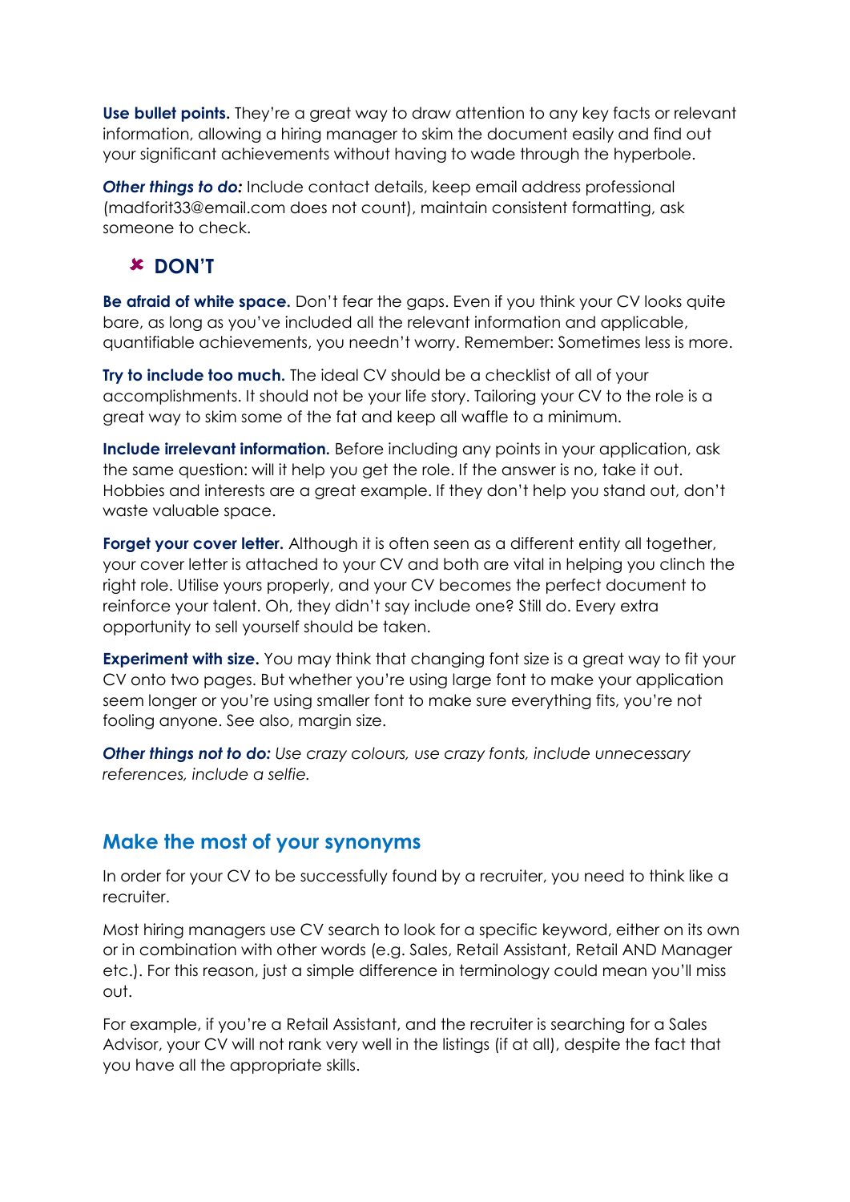**Use bullet points.** They're a great way to draw attention to any key facts or relevant information, allowing a hiring manager to skim the document easily and find out your significant achievements without having to wade through the hyperbole.

***Other things to do:*** Include contact details, keep email address professional (madforit33@email.com does not count), maintain consistent formatting, ask someone to check.

### ✘ DON'T

**Be afraid of white space.** Don't fear the gaps. Even if you think your CV looks quite bare, as long as you've included all the relevant information and applicable, quantifiable achievements, you needn't worry. Remember: Sometimes less is more.

**Try to include too much.** The ideal CV should be a checklist of all of your accomplishments. It should not be your life story. Tailoring your CV to the role is a great way to skim some of the fat and keep all waffle to a minimum.

**Include irrelevant information.** Before including any points in your application, ask the same question: will it help you get the role. If the answer is no, take it out. Hobbies and interests are a great example. If they don't help you stand out, don't waste valuable space.

**Forget your cover letter.** Although it is often seen as a different entity all together, your cover letter is attached to your CV and both are vital in helping you clinch the right role. Utilise yours properly, and your CV becomes the perfect document to reinforce your talent. Oh, they didn't say include one? Still do. Every extra opportunity to sell yourself should be taken.

**Experiment with size.** You may think that changing font size is a great way to fit your CV onto two pages. But whether you're using large font to make your application seem longer or you're using smaller font to make sure everything fits, you're not fooling anyone. See also, margin size.

***Other things not to do:*** *Use crazy colours, use crazy fonts, include unnecessary references, include a selfie.*

## Make the most of your synonyms

In order for your CV to be successfully found by a recruiter, you need to think like a recruiter.

Most hiring managers use CV search to look for a specific keyword, either on its own or in combination with other words (e.g. Sales, Retail Assistant, Retail AND Manager etc.). For this reason, just a simple difference in terminology could mean you'll miss out.

For example, if you're a Retail Assistant, and the recruiter is searching for a Sales Advisor, your CV will not rank very well in the listings (if at all), despite the fact that you have all the appropriate skills.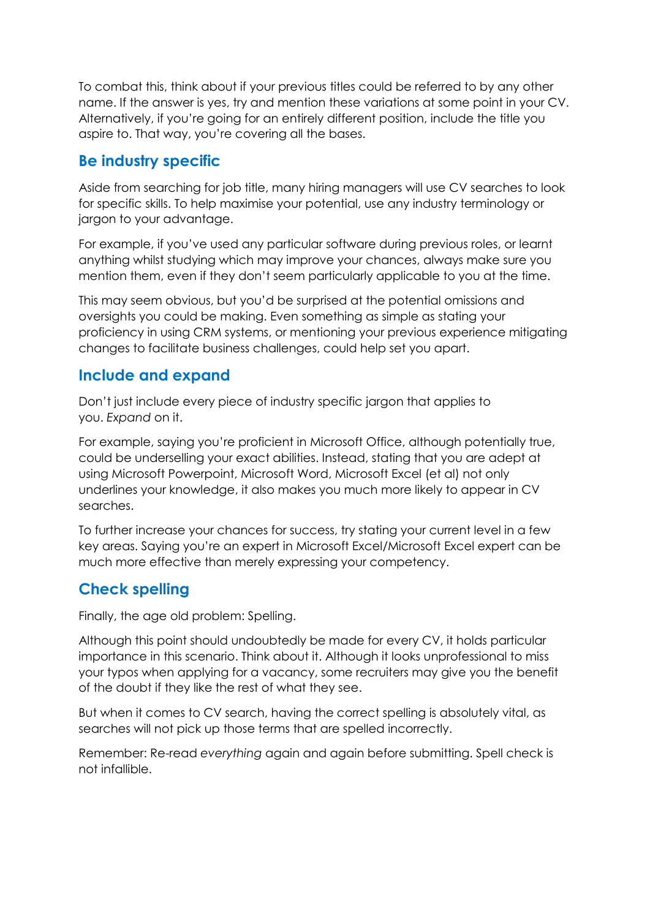To combat this, think about if your previous titles could be referred to by any other name. If the answer is yes, try and mention these variations at some point in your CV. Alternatively, if you're going for an entirely different position, include the title you aspire to. That way, you're covering all the bases.

## Be industry specific

Aside from searching for job title, many hiring managers will use CV searches to look for specific skills. To help maximise your potential, use any industry terminology or jargon to your advantage.

For example, if you've used any particular software during previous roles, or learnt anything whilst studying which may improve your chances, always make sure you mention them, even if they don't seem particularly applicable to you at the time.

This may seem obvious, but you'd be surprised at the potential omissions and oversights you could be making. Even something as simple as stating your proficiency in using CRM systems, or mentioning your previous experience mitigating changes to facilitate business challenges, could help set you apart.

## Include and expand

Don't just include every piece of industry specific jargon that applies to you. *Expand* on it.

For example, saying you're proficient in Microsoft Office, although potentially true, could be underselling your exact abilities. Instead, stating that you are adept at using Microsoft Powerpoint, Microsoft Word, Microsoft Excel (et al) not only underlines your knowledge, it also makes you much more likely to appear in CV searches.

To further increase your chances for success, try stating your current level in a few key areas. Saying you're an expert in Microsoft Excel/Microsoft Excel expert can be much more effective than merely expressing your competency.

## Check spelling

Finally, the age old problem: Spelling.

Although this point should undoubtedly be made for every CV, it holds particular importance in this scenario. Think about it. Although it looks unprofessional to miss your typos when applying for a vacancy, some recruiters may give you the benefit of the doubt if they like the rest of what they see.

But when it comes to CV search, having the correct spelling is absolutely vital, as searches will not pick up those terms that are spelled incorrectly.

Remember: Re-read *everything* again and again before submitting. Spell check is not infallible.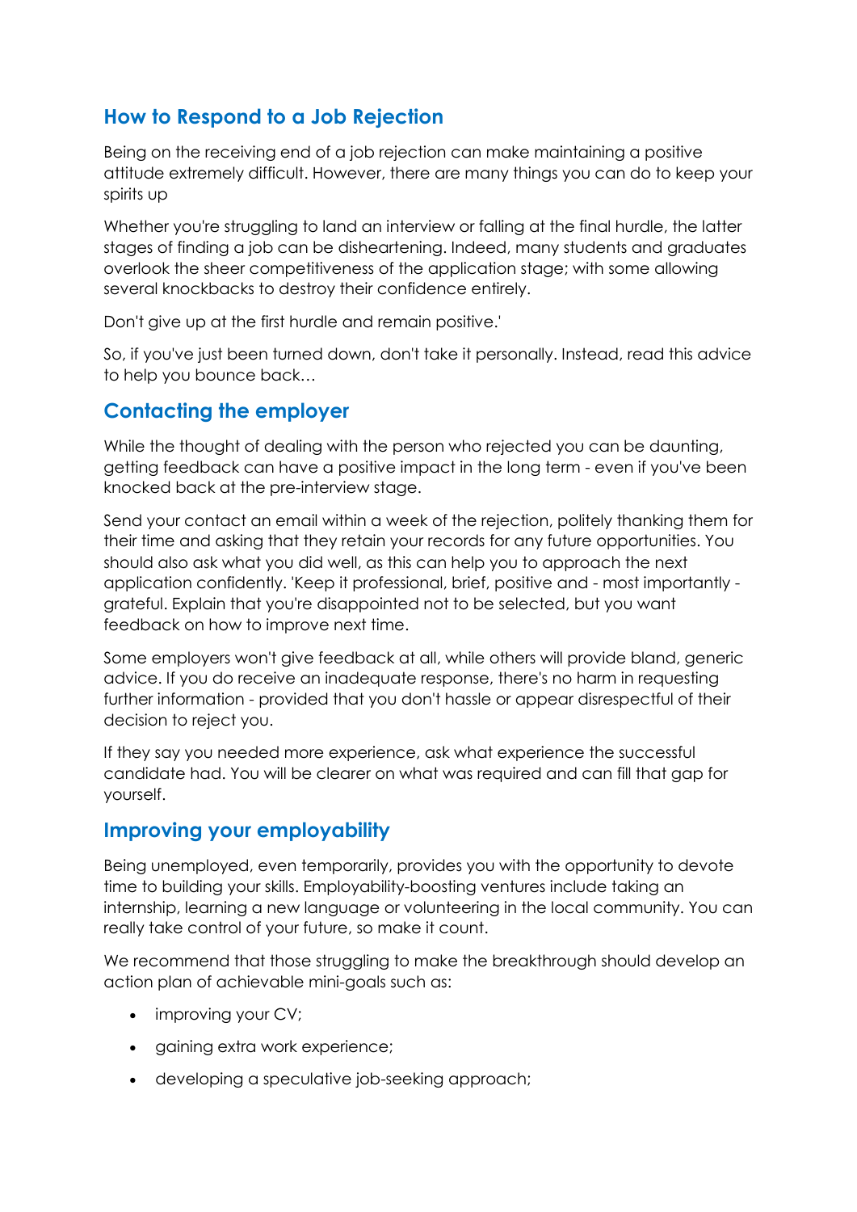## How to Respond to a Job Rejection

Being on the receiving end of a job rejection can make maintaining a positive attitude extremely difficult. However, there are many things you can do to keep your spirits up

Whether you're struggling to land an interview or falling at the final hurdle, the latter stages of finding a job can be disheartening. Indeed, many students and graduates overlook the sheer competitiveness of the application stage; with some allowing several knockbacks to destroy their confidence entirely.

Don't give up at the first hurdle and remain positive.'

So, if you've just been turned down, don't take it personally. Instead, read this advice to help you bounce back…

## Contacting the employer

While the thought of dealing with the person who rejected you can be daunting, getting feedback can have a positive impact in the long term - even if you've been knocked back at the pre-interview stage.

Send your contact an email within a week of the rejection, politely thanking them for their time and asking that they retain your records for any future opportunities. You should also ask what you did well, as this can help you to approach the next application confidently. 'Keep it professional, brief, positive and - most importantly - grateful. Explain that you're disappointed not to be selected, but you want feedback on how to improve next time.

Some employers won't give feedback at all, while others will provide bland, generic advice. If you do receive an inadequate response, there's no harm in requesting further information - provided that you don't hassle or appear disrespectful of their decision to reject you.

If they say you needed more experience, ask what experience the successful candidate had. You will be clearer on what was required and can fill that gap for yourself.

## Improving your employability

Being unemployed, even temporarily, provides you with the opportunity to devote time to building your skills. Employability-boosting ventures include taking an internship, learning a new language or volunteering in the local community. You can really take control of your future, so make it count.

We recommend that those struggling to make the breakthrough should develop an action plan of achievable mini-goals such as:

- improving your CV;
- gaining extra work experience;
- developing a speculative job-seeking approach;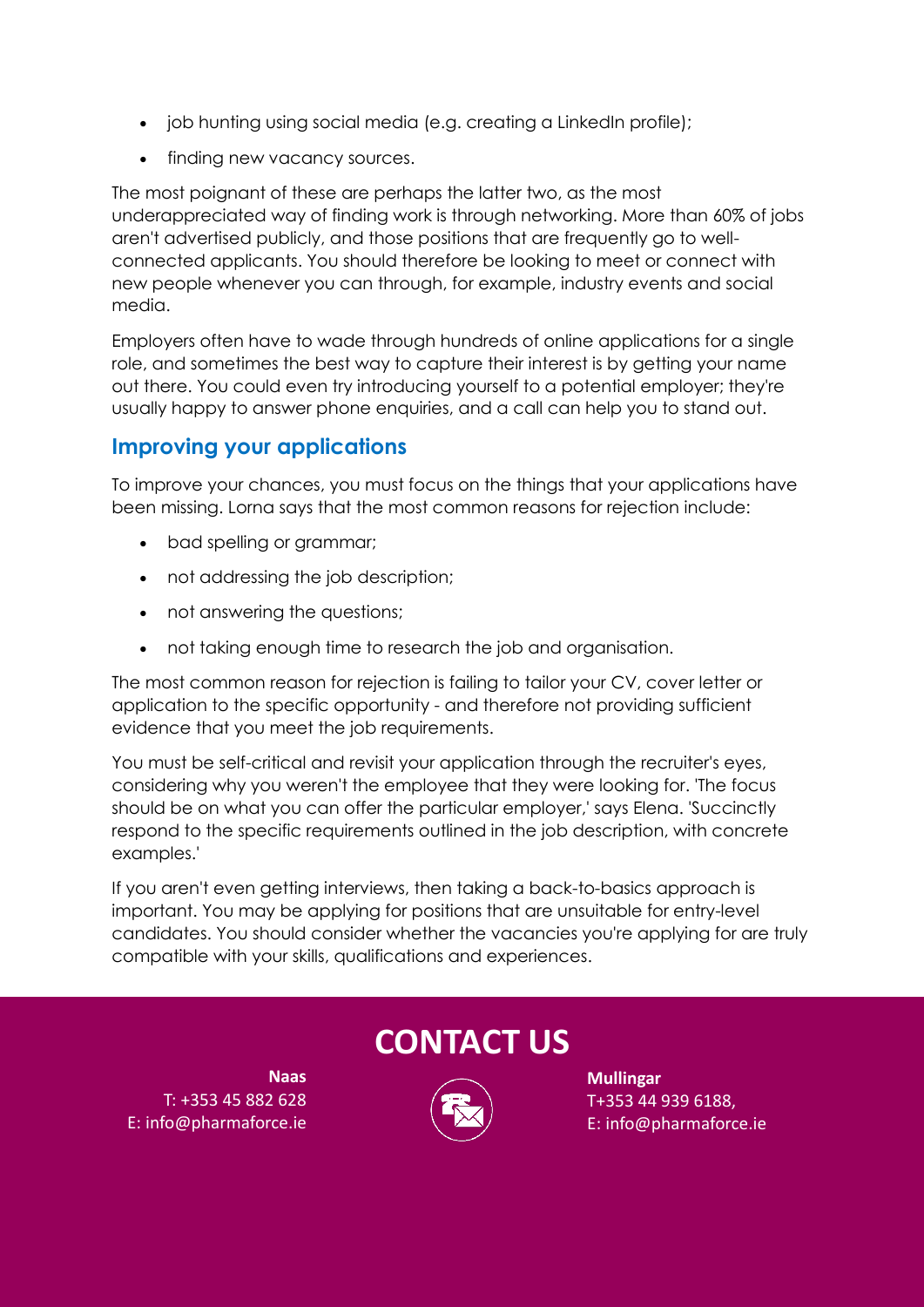- job hunting using social media (e.g. creating a LinkedIn profile);
- finding new vacancy sources.

The most poignant of these are perhaps the latter two, as the most underappreciated way of finding work is through networking. More than 60% of jobs aren't advertised publicly, and those positions that are frequently go to well-connected applicants. You should therefore be looking to meet or connect with new people whenever you can through, for example, industry events and social media.

Employers often have to wade through hundreds of online applications for a single role, and sometimes the best way to capture their interest is by getting your name out there. You could even try introducing yourself to a potential employer; they're usually happy to answer phone enquiries, and a call can help you to stand out.

## Improving your applications

To improve your chances, you must focus on the things that your applications have been missing. Lorna says that the most common reasons for rejection include:

- bad spelling or grammar;
- not addressing the job description;
- not answering the questions;
- not taking enough time to research the job and organisation.

The most common reason for rejection is failing to tailor your CV, cover letter or application to the specific opportunity - and therefore not providing sufficient evidence that you meet the job requirements.

You must be self-critical and revisit your application through the recruiter's eyes, considering why you weren't the employee that they were looking for. 'The focus should be on what you can offer the particular employer,' says Elena. 'Succinctly respond to the specific requirements outlined in the job description, with concrete examples.'

If you aren't even getting interviews, then taking a back-to-basics approach is important. You may be applying for positions that are unsuitable for entry-level candidates. You should consider whether the vacancies you're applying for are truly compatible with your skills, qualifications and experiences.

# CONTACT US

**Naas**
T: +353 45 882 628
E: info@pharmaforce.ie

**Mullingar**
T+353 44 939 6188,
E: info@pharmaforce.ie